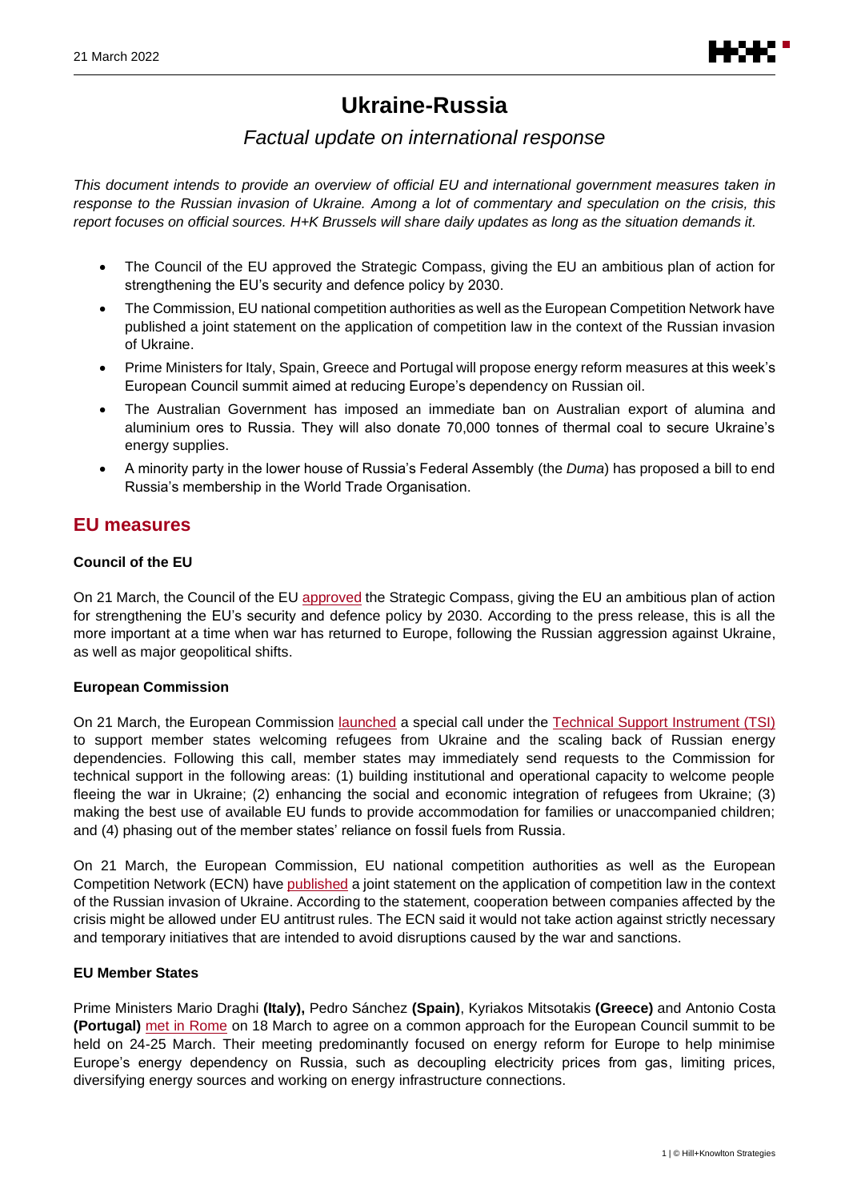# Ukraine-Russia

## *Factual update on international response*

*This document intends to provide an overview of official EU and international government measures taken in response to the Russian invasion of Ukraine. Among a lot of commentary and speculation on the crisis, this report focuses on official sources. H+K Brussels will share daily updates as long as the situation demands it.*

- The Council of the EU approved the Strategic Compass, giving the EU an ambitious plan of action for strengthening the EU's security and defence policy by 2030.
- The Commission, EU national competition authorities as well as the European Competition Network have published a joint statement on the application of competition law in the context of the Russian invasion of Ukraine.
- Prime Ministers for Italy, Spain, Greece and Portugal will propose energy reform measures at this week's European Council summit aimed at reducing Europe's dependency on Russian oil.
- The Australian Government has imposed an immediate ban on Australian export of alumina and aluminium ores to Russia. They will also donate 70,000 tonnes of thermal coal to secure Ukraine's energy supplies.
- A minority party in the lower house of Russia's Federal Assembly (the *Duma*) has proposed a bill to end Russia's membership in the World Trade Organisation.

## EU measures

### Council of the EU

On 21 March, the Council of the EU approved the Strategic Compass, giving the EU an ambitious plan of action for strengthening the EU's security and defence policy by 2030. According to the press release, this is all the more important at a time when war has returned to Europe, following the Russian aggression against Ukraine, as well as major geopolitical shifts.

### European Commission

On 21 March, the European Commission launched a special call under the Technical Support Instrument (TSI) to support member states welcoming refugees from Ukraine and the scaling back of Russian energy dependencies. Following this call, member states may immediately send requests to the Commission for technical support in the following areas: (1) building institutional and operational capacity to welcome people fleeing the war in Ukraine; (2) enhancing the social and economic integration of refugees from Ukraine; (3) making the best use of available EU funds to provide accommodation for families or unaccompanied children; and (4) phasing out of the member states' reliance on fossil fuels from Russia.

On 21 March, the European Commission, EU national competition authorities as well as the European Competition Network (ECN) have published a joint statement on the application of competition law in the context of the Russian invasion of Ukraine. According to the statement, cooperation between companies affected by the crisis might be allowed under EU antitrust rules. The ECN said it would not take action against strictly necessary and temporary initiatives that are intended to avoid disruptions caused by the war and sanctions.

### EU Member States

Prime Ministers Mario Draghi **(Italy),** Pedro Sánchez **(Spain)**, Kyriakos Mitsotakis **(Greece)** and Antonio Costa **(Portugal)** met in Rome on 18 March to agree on a common approach for the European Council summit to be held on 24-25 March. Their meeting predominantly focused on energy reform for Europe to help minimise Europe's energy dependency on Russia, such as decoupling electricity prices from gas, limiting prices, diversifying energy sources and working on energy infrastructure connections.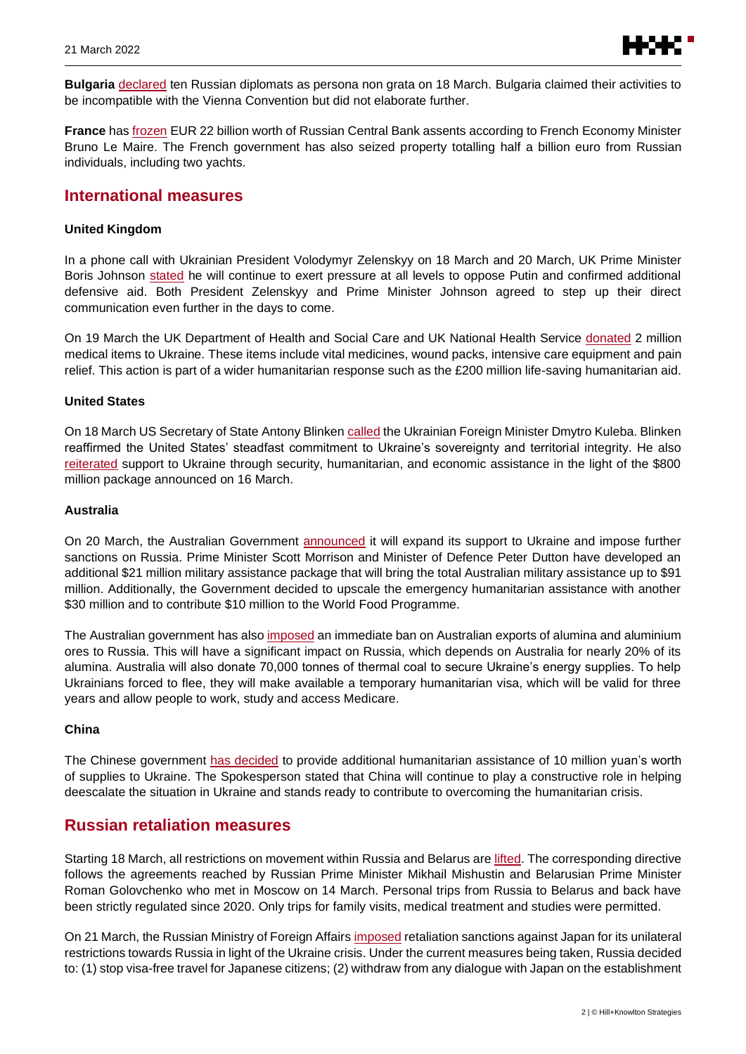**Bulgaria** declared ten Russian diplomats as persona non grata on 18 March. Bulgaria claimed their activities to be incompatible with the Vienna Convention but did not elaborate further.

**France** has frozen EUR 22 billion worth of Russian Central Bank assents according to French Economy Minister Bruno Le Maire. The French government has also seized property totalling half a billion euro from Russian individuals, including two yachts.

## International measures

### United Kingdom

In a phone call with Ukrainian President Volodymyr Zelenskyy on 18 March and 20 March, UK Prime Minister Boris Johnson stated he will continue to exert pressure at all levels to oppose Putin and confirmed additional defensive aid. Both President Zelenskyy and Prime Minister Johnson agreed to step up their direct communication even further in the days to come.

On 19 March the UK Department of Health and Social Care and UK National Health Service donated 2 million medical items to Ukraine. These items include vital medicines, wound packs, intensive care equipment and pain relief. This action is part of a wider humanitarian response such as the £200 million life-saving humanitarian aid.

### United States

On 18 March US Secretary of State Antony Blinken called the Ukrainian Foreign Minister Dmytro Kuleba. Blinken reaffirmed the United States' steadfast commitment to Ukraine's sovereignty and territorial integrity. He also reiterated support to Ukraine through security, humanitarian, and economic assistance in the light of the $800 million package announced on 16 March.

### Australia

On 20 March, the Australian Government announced it will expand its support to Ukraine and impose further sanctions on Russia. Prime Minister Scott Morrison and Minister of Defence Peter Dutton have developed an additional $21 million military assistance package that will bring the total Australian military assistance up to $91 million. Additionally, the Government decided to upscale the emergency humanitarian assistance with another $30 million and to contribute $10 million to the World Food Programme.

The Australian government has also imposed an immediate ban on Australian exports of alumina and aluminium ores to Russia. This will have a significant impact on Russia, which depends on Australia for nearly 20% of its alumina. Australia will also donate 70,000 tonnes of thermal coal to secure Ukraine's energy supplies. To help Ukrainians forced to flee, they will make available a temporary humanitarian visa, which will be valid for three years and allow people to work, study and access Medicare.

### China

The Chinese government has decided to provide additional humanitarian assistance of 10 million yuan's worth of supplies to Ukraine. The Spokesperson stated that China will continue to play a constructive role in helping deescalate the situation in Ukraine and stands ready to contribute to overcoming the humanitarian crisis.

## Russian retaliation measures

Starting 18 March, all restrictions on movement within Russia and Belarus are lifted. The corresponding directive follows the agreements reached by Russian Prime Minister Mikhail Mishustin and Belarusian Prime Minister Roman Golovchenko who met in Moscow on 14 March. Personal trips from Russia to Belarus and back have been strictly regulated since 2020. Only trips for family visits, medical treatment and studies were permitted.

On 21 March, the Russian Ministry of Foreign Affairs imposed retaliation sanctions against Japan for its unilateral restrictions towards Russia in light of the Ukraine crisis. Under the current measures being taken, Russia decided to: (1) stop visa-free travel for Japanese citizens; (2) withdraw from any dialogue with Japan on the establishment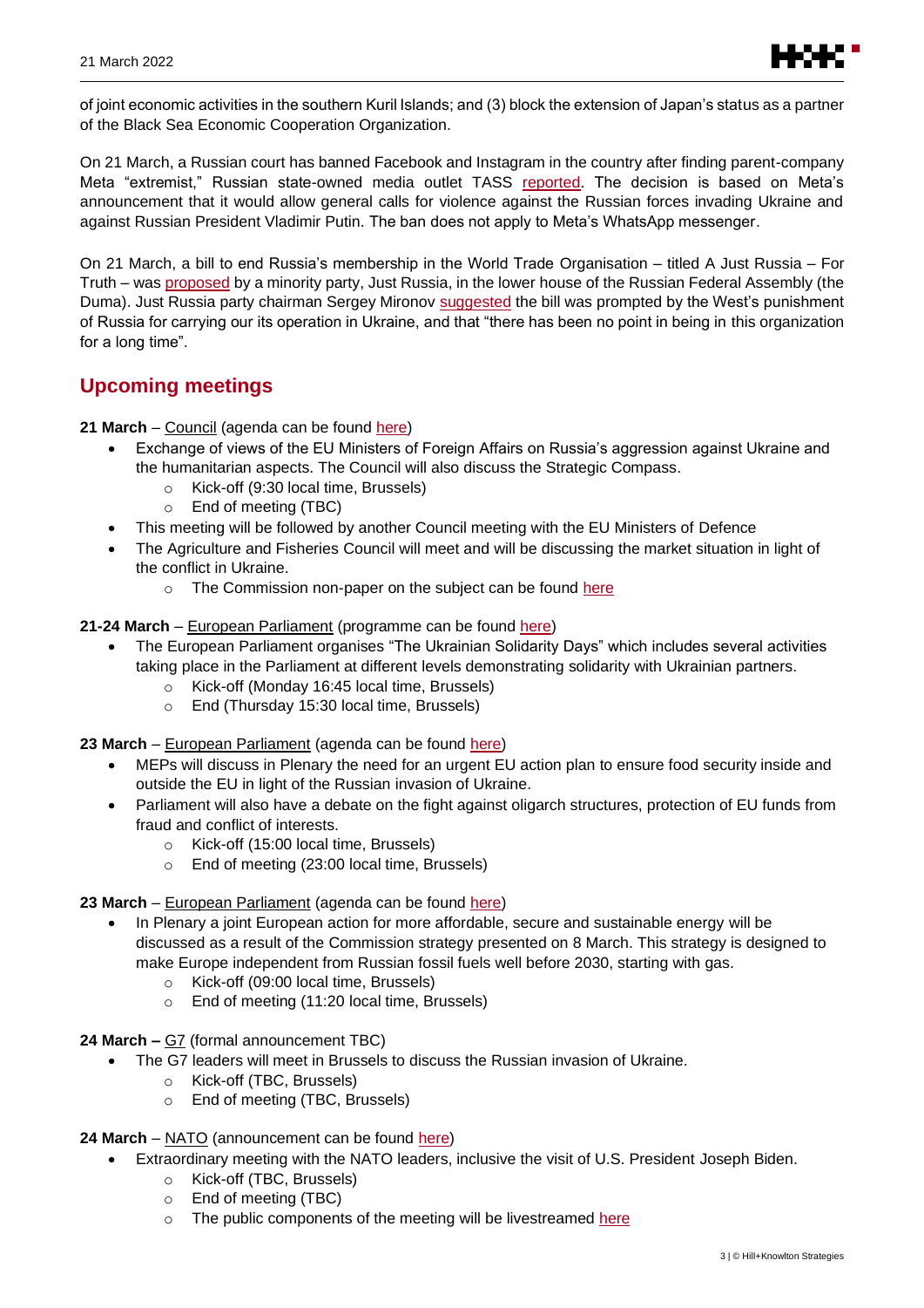of joint economic activities in the southern Kuril Islands; and (3) block the extension of Japan's status as a partner of the Black Sea Economic Cooperation Organization.

On 21 March, a Russian court has banned Facebook and Instagram in the country after finding parent-company Meta "extremist," Russian state-owned media outlet TASS reported. The decision is based on Meta's announcement that it would allow general calls for violence against the Russian forces invading Ukraine and against Russian President Vladimir Putin. The ban does not apply to Meta's WhatsApp messenger.

On 21 March, a bill to end Russia's membership in the World Trade Organisation – titled A Just Russia – For Truth – was proposed by a minority party, Just Russia, in the lower house of the Russian Federal Assembly (the Duma). Just Russia party chairman Sergey Mironov suggested the bill was prompted by the West's punishment of Russia for carrying our its operation in Ukraine, and that "there has been no point in being in this organization for a long time".

## Upcoming meetings

**21 March** – Council (agenda can be found here)

- Exchange of views of the EU Ministers of Foreign Affairs on Russia's aggression against Ukraine and the humanitarian aspects. The Council will also discuss the Strategic Compass.
    - Kick-off (9:30 local time, Brussels)
    - End of meeting (TBC)
- This meeting will be followed by another Council meeting with the EU Ministers of Defence
- The Agriculture and Fisheries Council will meet and will be discussing the market situation in light of the conflict in Ukraine.
    - The Commission non-paper on the subject can be found here

**21-24 March** – European Parliament (programme can be found here)

- The European Parliament organises "The Ukrainian Solidarity Days" which includes several activities taking place in the Parliament at different levels demonstrating solidarity with Ukrainian partners.
    - Kick-off (Monday 16:45 local time, Brussels)
    - End (Thursday 15:30 local time, Brussels)

**23 March** – European Parliament (agenda can be found here)

- MEPs will discuss in Plenary the need for an urgent EU action plan to ensure food security inside and outside the EU in light of the Russian invasion of Ukraine.
- Parliament will also have a debate on the fight against oligarch structures, protection of EU funds from fraud and conflict of interests.
    - Kick-off (15:00 local time, Brussels)
    - End of meeting (23:00 local time, Brussels)

**23 March** – European Parliament (agenda can be found here)

- In Plenary a joint European action for more affordable, secure and sustainable energy will be discussed as a result of the Commission strategy presented on 8 March. This strategy is designed to make Europe independent from Russian fossil fuels well before 2030, starting with gas.
    - Kick-off (09:00 local time, Brussels)
    - End of meeting (11:20 local time, Brussels)

**24 March –** G7 (formal announcement TBC)

- The G7 leaders will meet in Brussels to discuss the Russian invasion of Ukraine.
    - Kick-off (TBC, Brussels)
    - End of meeting (TBC, Brussels)

**24 March** – NATO (announcement can be found here)

- Extraordinary meeting with the NATO leaders, inclusive the visit of U.S. President Joseph Biden.
    - Kick-off (TBC, Brussels)
    - End of meeting (TBC)
    - The public components of the meeting will be livestreamed here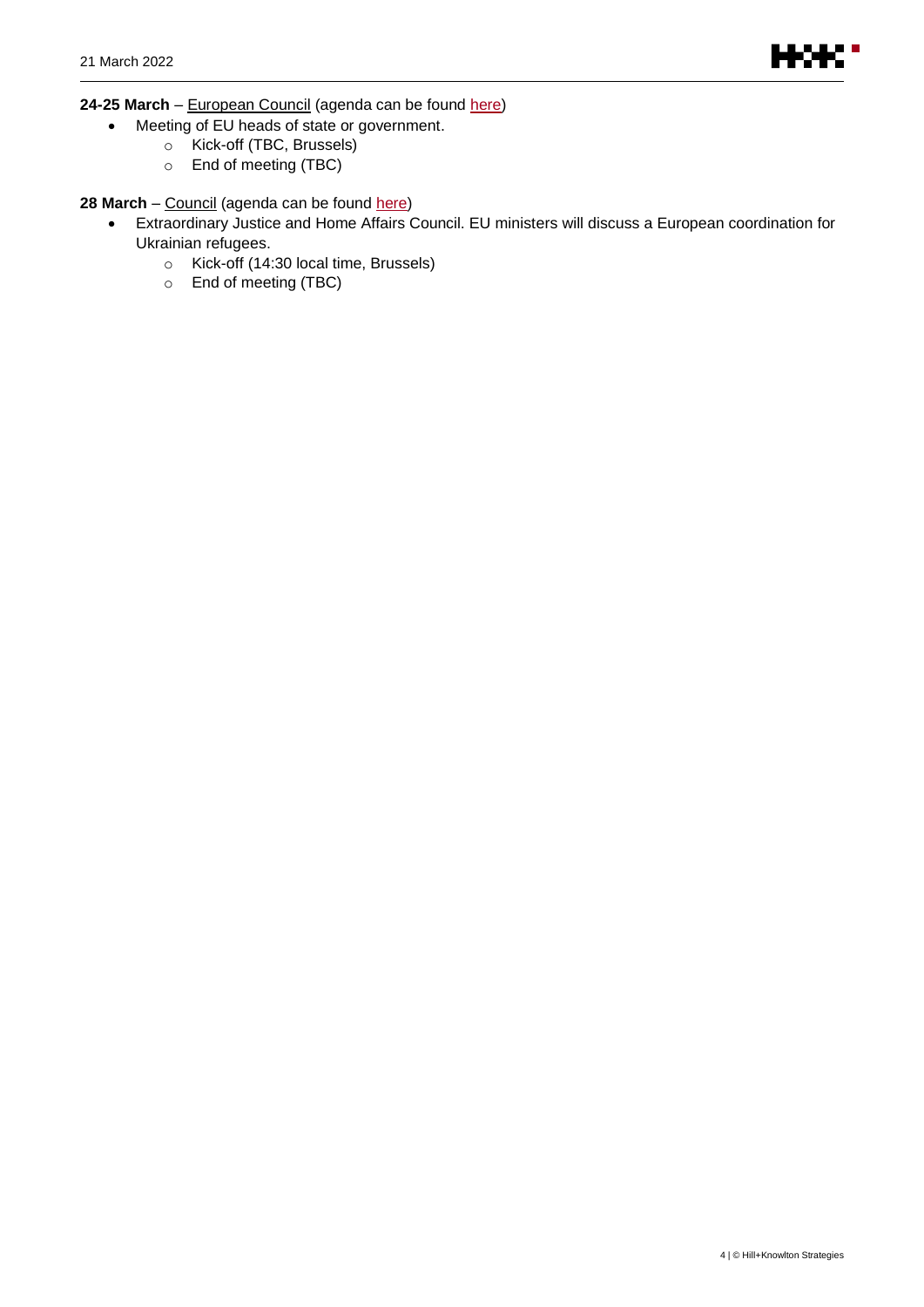**24-25 March** – European Council (agenda can be found here)

- Meeting of EU heads of state or government.
  - Kick-off (TBC, Brussels)
  - End of meeting (TBC)

**28 March** – Council (agenda can be found here)

- Extraordinary Justice and Home Affairs Council. EU ministers will discuss a European coordination for Ukrainian refugees.
  - Kick-off (14:30 local time, Brussels)
  - End of meeting (TBC)